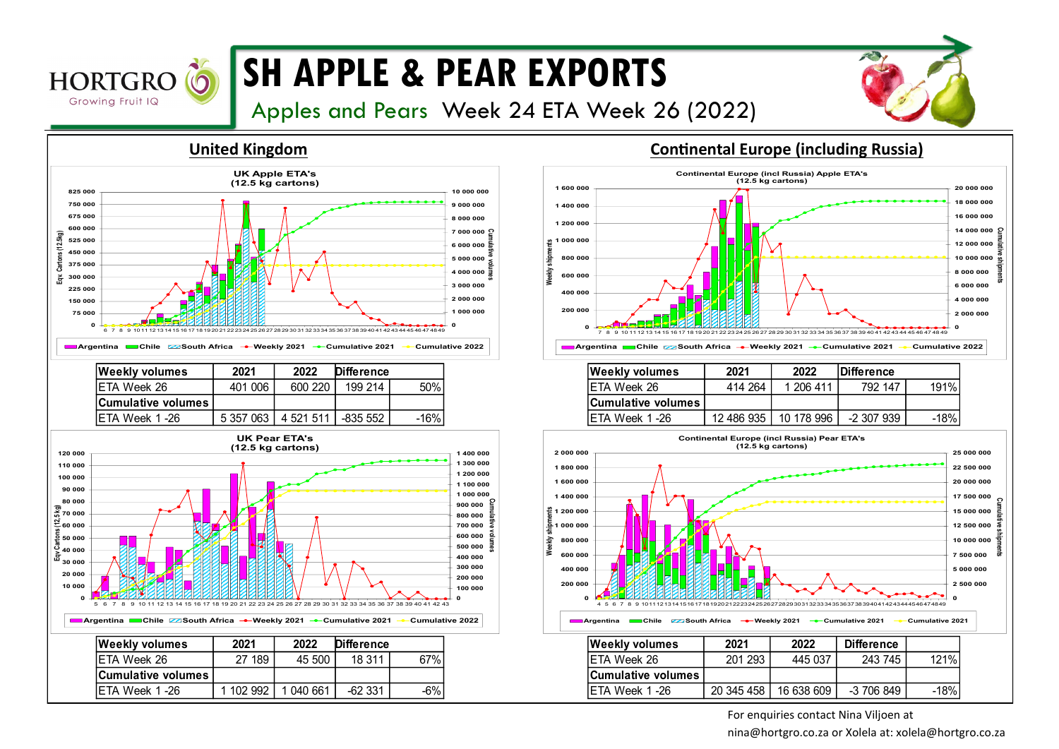# SH APPLE & PEAR EXPORTS

## Apples and Pears Week 24 ETA Week 26 (2022)

## United Kingdom

### UK Apple ETA's (12.5 kg cartons)

| Weekly volumes | 2021 | 2022 | Difference | |
|---|---|---|---|---|
| ETA Week 26 | 401 006 | 600 220 | 199 214 | 50% |
| Cumulative volumes | | | | |
| ETA Week 1 -26 | 5 357 063 | 4 521 511 | -835 552 | -16% |

### UK Pear ETA's (12.5 kg cartons)

| Weekly volumes | 2021 | 2022 | Difference | |
|---|---|---|---|---|
| ETA Week 26 | 27 189 | 45 500 | 18 311 | 67% |
| Cumulative volumes | | | | |
| ETA Week 1 -26 | 1 102 992 | 1 040 661 | -62 331 | -6% |

## Continental Europe (including Russia)

### Continental Europe (incl Russia) Apple ETA's (12.5 kg cartons)

| Weekly volumes | 2021 | 2022 | Difference | |
|---|---|---|---|---|
| ETA Week 26 | 414 264 | 1 206 411 | 792 147 | 191% |
| Cumulative volumes | | | | |
| ETA Week 1 -26 | 12 486 935 | 10 178 996 | -2 307 939 | -18% |

### Continental Europe (incl Russia) Pear ETA's (12.5 kg cartons)

| Weekly volumes | 2021 | 2022 | Difference | |
|---|---|---|---|---|
| ETA Week 26 | 201 293 | 445 037 | 243 745 | 121% |
| Cumulative volumes | | | | |
| ETA Week 1 -26 | 20 345 458 | 16 638 609 | -3 706 849 | -18% |

For enquiries contact Nina Viljoen at nina@hortgro.co.za or Xolela at: xolela@hortgro.co.za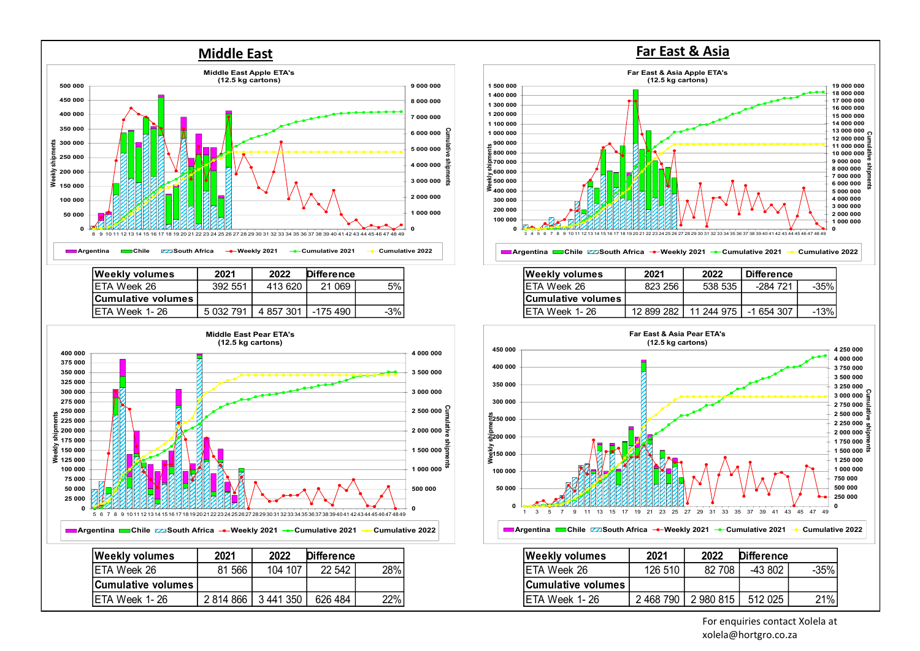# Middle East

Middle East Apple ETA's
(12.5 kg cartons)

Weekly shipments
Cumulative shipments

Argentina, Chile, South Africa, Weekly 2021, Cumulative 2021, Cumulative 2022

| Weekly volumes | 2021 | 2022 | Difference | |
|---|---|---|---|---|
| ETA Week 26 | 392 551 | 413 620 | 21 069 | 5% |
| Cumulative volumes | | | | |
| ETA Week 1- 26 | 5 032 791 | 4 857 301 | -175 490 | -3% |

Middle East Pear ETA's
(12.5 kg cartons)

Weekly shipments
Cumulative shipments

Argentina, Chile, South Africa, Weekly 2021, Cumulative 2021, Cumulative 2022

| Weekly volumes | 2021 | 2022 | Difference | |
|---|---|---|---|---|
| ETA Week 26 | 81 566 | 104 107 | 22 542 | 28% |
| Cumulative volumes | | | | |
| ETA Week 1- 26 | 2 814 866 | 3 441 350 | 626 484 | 22% |

# Far East & Asia

Far East & Asia Apple ETA's
(12.5 kg cartons)

Weekly shipments
Cumulative shipments

Argentina, Chile, South Africa, Weekly 2021, Cumulative 2021, Cumulative 2022

| Weekly volumes | 2021 | 2022 | Difference | |
|---|---|---|---|---|
| ETA Week 26 | 823 256 | 538 535 | -284 721 | -35% |
| Cumulative volumes | | | | |
| ETA Week 1- 26 | 12 899 282 | 11 244 975 | -1 654 307 | -13% |

Far East & Asia Pear ETA's
(12.5 kg cartons)

Weekly shipments
Cumulative shipments

Argentina, Chile, South Africa, Weekly 2021, Cumulative 2021, Cumulative 2022

| Weekly volumes | 2021 | 2022 | Difference | |
|---|---|---|---|---|
| ETA Week 26 | 126 510 | 82 708 | -43 802 | -35% |
| Cumulative volumes | | | | |
| ETA Week 1- 26 | 2 468 790 | 2 980 815 | 512 025 | 21% |

For enquiries contact Xolela at xolela@hortgro.co.za